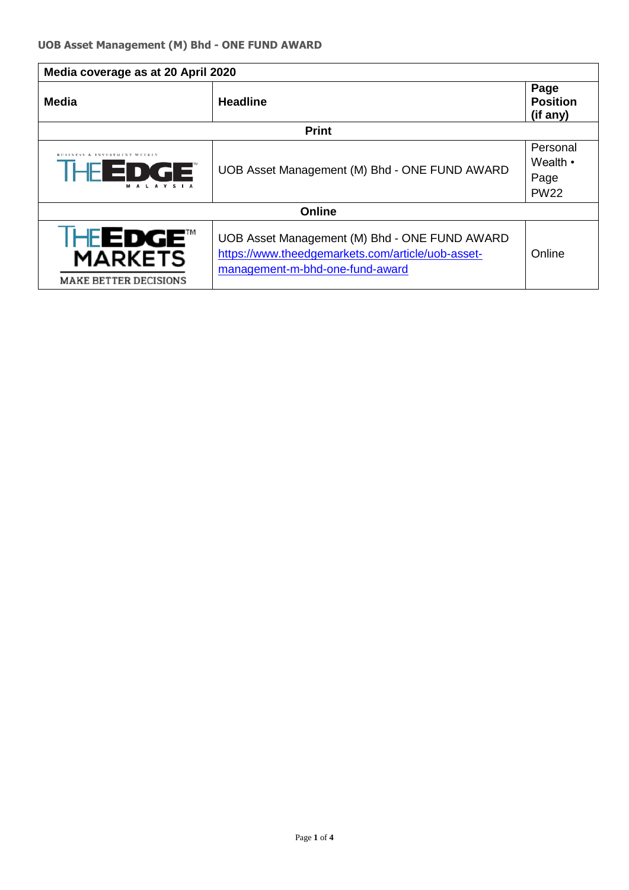## UOB Asset Management (M) Bhd - ONE FUND AWARD

| Media coverage as at 20 April 2020 | | |
|---|---|---|
| **Media** | **Headline** | **Page Position (if any)** |
| **Print** | | |
| BUSINESS & INVESTMENT WEEKLY THE EDGE MALAYSIA | UOB Asset Management (M) Bhd - ONE FUND AWARD | Personal Wealth • Page PW22 |
| **Online** | | |
| THE EDGE MARKETS MAKE BETTER DECISIONS | UOB Asset Management (M) Bhd - ONE FUND AWARD https://www.theedgemarkets.com/article/uob-asset-management-m-bhd-one-fund-award | Online |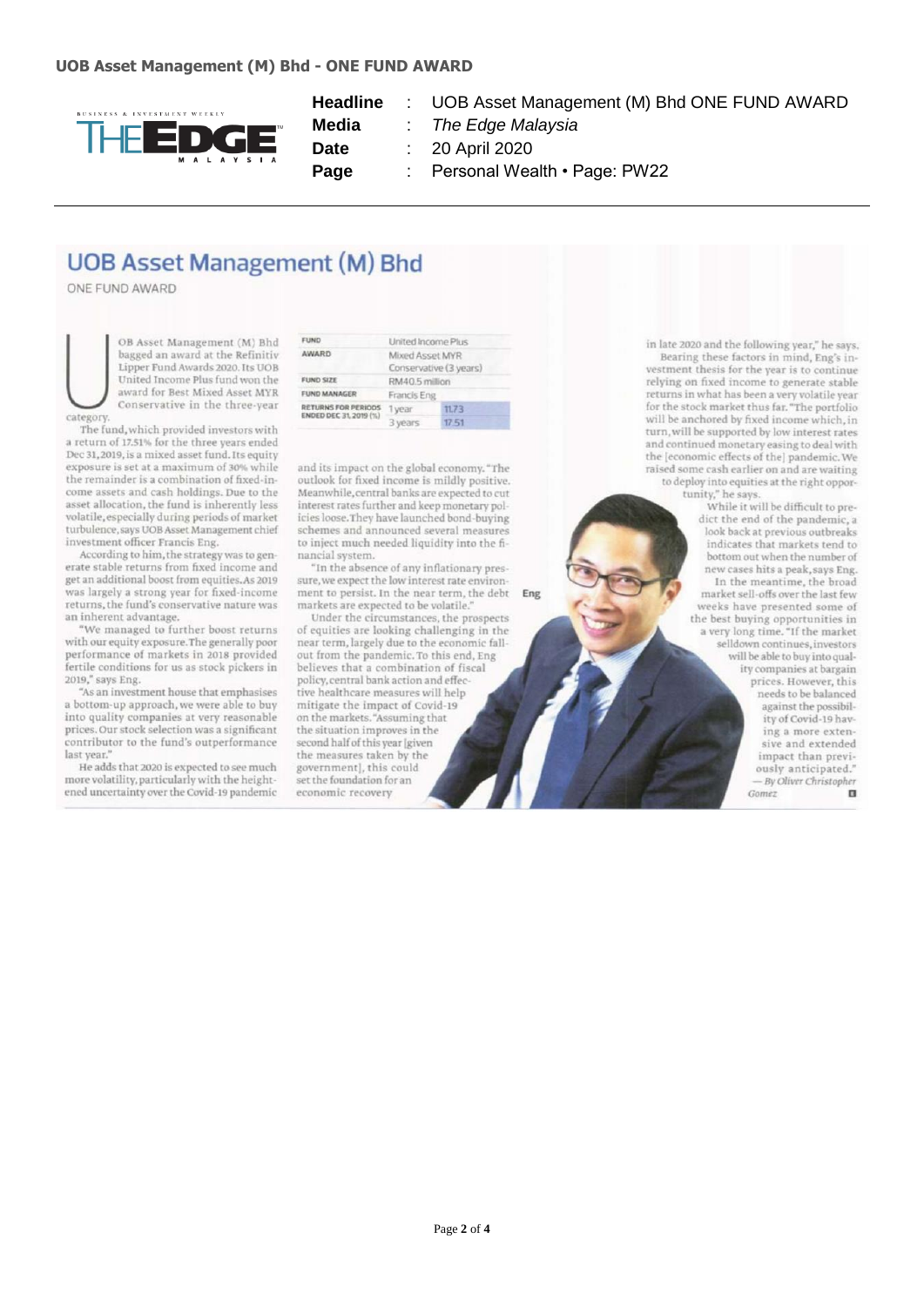**UOB Asset Management (M) Bhd - ONE FUND AWARD**

| | | |
|---|---|---|
| **Headline** | : | UOB Asset Management (M) Bhd ONE FUND AWARD |
| **Media** | : | *The Edge Malaysia* |
| **Date** | : | 20 April 2020 |
| **Page** | : | Personal Wealth • Page: PW22 |

---

# UOB Asset Management (M) Bhd

ONE FUND AWARD

| | | |
|---|---|---|
| FUND | United Income Plus | |
| AWARD | Mixed Asset MYR Conservative (3 years) | |
| FUND SIZE | RM40.5 million | |
| FUND MANAGER | Francis Eng | |
| RETURNS FOR PERIODS ENDED DEC 31, 2019 (%) | 1 year | 11.73 |
| | 3 years | 17.51 |

UOB Asset Management (M) Bhd bagged an award at the Refinitiv Lipper Fund Awards 2020. Its UOB United Income Plus fund won the award for Best Mixed Asset MYR Conservative in the three-year category.

The fund, which provided investors with a return of 17.51% for the three years ended Dec 31, 2019, is a mixed asset fund. Its equity exposure is set at a maximum of 30% while the remainder is a combination of fixed-income assets and cash holdings. Due to the asset allocation, the fund is inherently less volatile, especially during periods of market turbulence, says UOB Asset Management chief investment officer Francis Eng.

According to him, the strategy was to generate stable returns from fixed income and get an additional boost from equities. As 2019 was largely a strong year for fixed-income returns, the fund's conservative nature was an inherent advantage.

"We managed to further boost returns with our equity exposure. The generally poor performance of markets in 2018 provided fertile conditions for us as stock pickers in 2019," says Eng.

"As an investment house that emphasises a bottom-up approach, we were able to buy into quality companies at very reasonable prices. Our stock selection was a significant contributor to the fund's outperformance last year."

He adds that 2020 is expected to see much more volatility, particularly with the heightened uncertainty over the Covid-19 pandemic and its impact on the global economy. "The outlook for fixed income is mildly positive. Meanwhile, central banks are expected to cut interest rates further and keep monetary policies loose. They have launched bond-buying schemes and announced several measures to inject much needed liquidity into the financial system.

"In the absence of any inflationary pressure, we expect the low interest rate environment to persist. In the near term, the debt markets are expected to be volatile."

Under the circumstances, the prospects of equities are looking challenging in the near term, largely due to the economic fallout from the pandemic. To this end, Eng believes that a combination of fiscal policy, central bank action and effective healthcare measures will help mitigate the impact of Covid-19 on the markets. "Assuming that the situation improves in the second half of this year [given the measures taken by the government], this could set the foundation for an economic recovery in late 2020 and the following year," he says.

Bearing these factors in mind, Eng's investment thesis for the year is to continue relying on fixed income to generate stable returns in what has been a very volatile year for the stock market thus far. "The portfolio will be anchored by fixed income which, in turn, will be supported by low interest rates and continued monetary easing to deal with the [economic effects of the] pandemic. We raised some cash earlier on and are waiting to deploy into equities at the right opportunity," he says.

Eng

While it will be difficult to predict the end of the pandemic, a look back at previous outbreaks indicates that markets tend to bottom out when the number of new cases hits a peak, says Eng.

In the meantime, the broad market sell-offs over the last few weeks have presented some of the best buying opportunities in a very long time. "If the market selldown continues, investors will be able to buy into quality companies at bargain prices. However, this needs to be balanced against the possibility of Covid-19 having a more extensive and extended impact than previously anticipated."

— *By Oliver Christopher Gomez*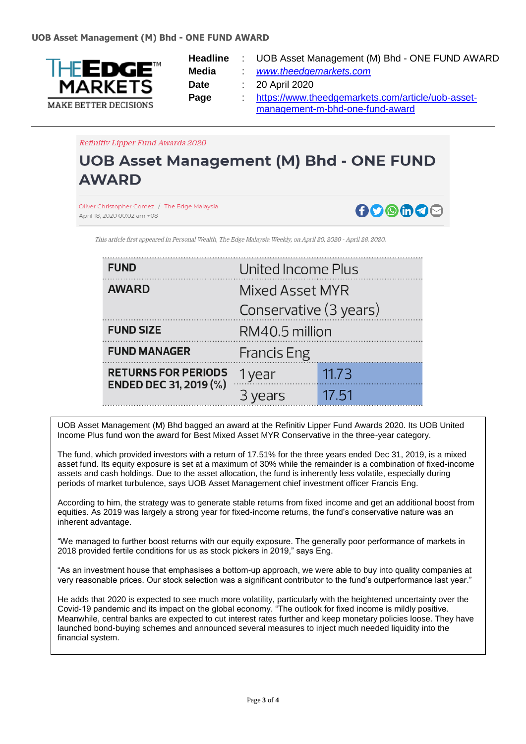**UOB Asset Management (M) Bhd - ONE FUND AWARD**

THE EDGE MARKETS
MAKE BETTER DECISIONS

| | | |
|---|---|---|
| **Headline** | : | UOB Asset Management (M) Bhd - ONE FUND AWARD |
| **Media** | : | www.theedgemarkets.com |
| **Date** | : | 20 April 2020 |
| **Page** | : | https://www.theedgemarkets.com/article/uob-asset-management-m-bhd-one-fund-award |

*Refinitiv Lipper Fund Awards 2020*

# UOB Asset Management (M) Bhd - ONE FUND AWARD

Oliver Christopher Gomez / The Edge Malaysia
April 18, 2020 00:02 am +08

*This article first appeared in Personal Wealth, The Edge Malaysia Weekly, on April 20, 2020 - April 26, 2020.*

| | | |
|---|---|---|
| **FUND** | United Income Plus | |
| **AWARD** | Mixed Asset MYR Conservative (3 years) | |
| **FUND SIZE** | RM40.5 million | |
| **FUND MANAGER** | Francis Eng | |
| **RETURNS FOR PERIODS ENDED DEC 31, 2019 (%)** | 1 year | 11.73 |
| | 3 years | 17.51 |

UOB Asset Management (M) Bhd bagged an award at the Refinitiv Lipper Fund Awards 2020. Its UOB United Income Plus fund won the award for Best Mixed Asset MYR Conservative in the three-year category.

The fund, which provided investors with a return of 17.51% for the three years ended Dec 31, 2019, is a mixed asset fund. Its equity exposure is set at a maximum of 30% while the remainder is a combination of fixed-income assets and cash holdings. Due to the asset allocation, the fund is inherently less volatile, especially during periods of market turbulence, says UOB Asset Management chief investment officer Francis Eng.

According to him, the strategy was to generate stable returns from fixed income and get an additional boost from equities. As 2019 was largely a strong year for fixed-income returns, the fund's conservative nature was an inherent advantage.

"We managed to further boost returns with our equity exposure. The generally poor performance of markets in 2018 provided fertile conditions for us as stock pickers in 2019," says Eng.

"As an investment house that emphasises a bottom-up approach, we were able to buy into quality companies at very reasonable prices. Our stock selection was a significant contributor to the fund's outperformance last year."

He adds that 2020 is expected to see much more volatility, particularly with the heightened uncertainty over the Covid-19 pandemic and its impact on the global economy. "The outlook for fixed income is mildly positive. Meanwhile, central banks are expected to cut interest rates further and keep monetary policies loose. They have launched bond-buying schemes and announced several measures to inject much needed liquidity into the financial system.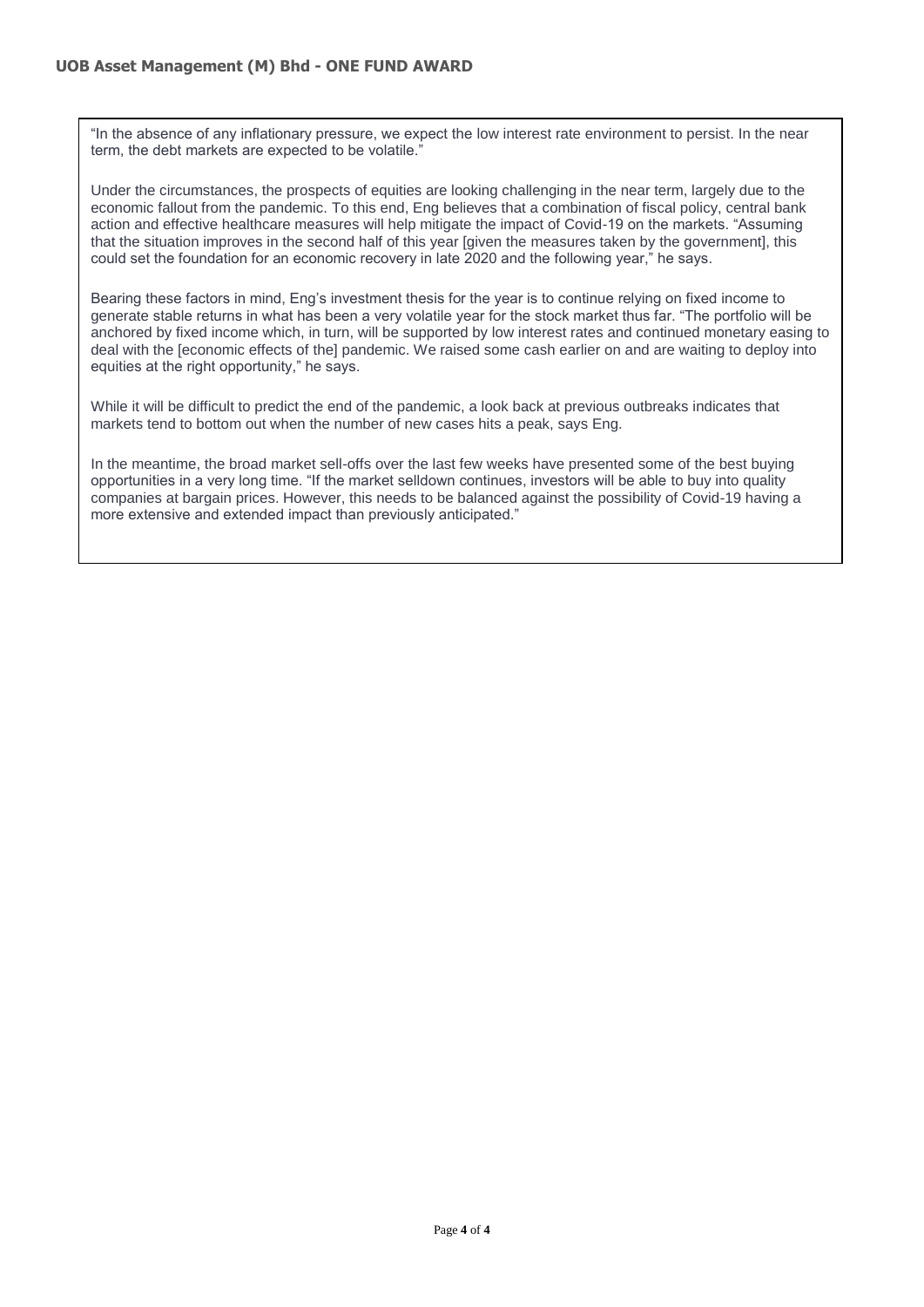“In the absence of any inflationary pressure, we expect the low interest rate environment to persist. In the near term, the debt markets are expected to be volatile.”

Under the circumstances, the prospects of equities are looking challenging in the near term, largely due to the economic fallout from the pandemic. To this end, Eng believes that a combination of fiscal policy, central bank action and effective healthcare measures will help mitigate the impact of Covid-19 on the markets. “Assuming that the situation improves in the second half of this year [given the measures taken by the government], this could set the foundation for an economic recovery in late 2020 and the following year,” he says.

Bearing these factors in mind, Eng’s investment thesis for the year is to continue relying on fixed income to generate stable returns in what has been a very volatile year for the stock market thus far. “The portfolio will be anchored by fixed income which, in turn, will be supported by low interest rates and continued monetary easing to deal with the [economic effects of the] pandemic. We raised some cash earlier on and are waiting to deploy into equities at the right opportunity,” he says.

While it will be difficult to predict the end of the pandemic, a look back at previous outbreaks indicates that markets tend to bottom out when the number of new cases hits a peak, says Eng.

In the meantime, the broad market sell-offs over the last few weeks have presented some of the best buying opportunities in a very long time. “If the market selldown continues, investors will be able to buy into quality companies at bargain prices. However, this needs to be balanced against the possibility of Covid-19 having a more extensive and extended impact than previously anticipated.”